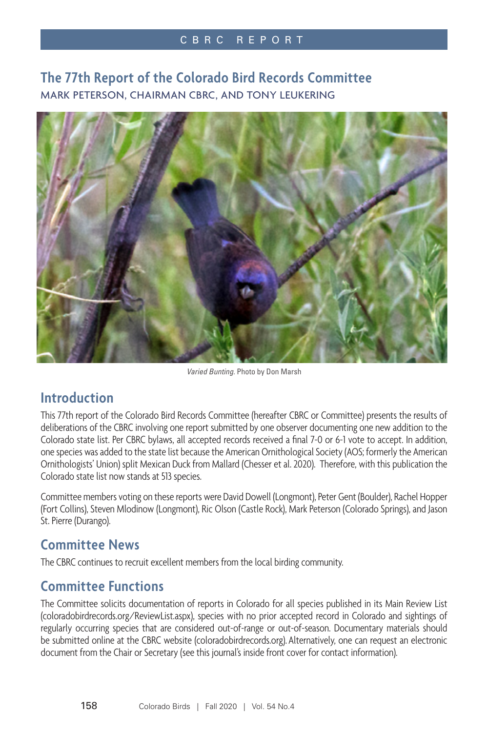# The 77th Report of the Colorado Bird Records Committee

MARK PETERSON, CHAIRMAN CBRC, AND TONY LEUKERING

*Varied Bunting*. Photo by Don Marsh

## Introduction

This 77th report of the Colorado Bird Records Committee (hereafter CBRC or Committee) presents the results of deliberations of the CBRC involving one report submitted by one observer documenting one new addition to the Colorado state list. Per CBRC bylaws, all accepted records received a final 7-0 or 6-1 vote to accept. In addition, one species was added to the state list because the American Ornithological Society (AOS; formerly the American Ornithologists' Union) split Mexican Duck from Mallard (Chesser et al. 2020). Therefore, with this publication the Colorado state list now stands at 513 species.

Committee members voting on these reports were David Dowell (Longmont), Peter Gent (Boulder), Rachel Hopper (Fort Collins), Steven Mlodinow (Longmont), Ric Olson (Castle Rock), Mark Peterson (Colorado Springs), and Jason St. Pierre (Durango).

## Committee News

The CBRC continues to recruit excellent members from the local birding community.

## Committee Functions

The Committee solicits documentation of reports in Colorado for all species published in its Main Review List (coloradobirdrecords.org/ReviewList.aspx), species with no prior accepted record in Colorado and sightings of regularly occurring species that are considered out-of-range or out-of-season. Documentary materials should be submitted online at the CBRC website (coloradobirdrecords.org). Alternatively, one can request an electronic document from the Chair or Secretary (see this journal's inside front cover for contact information).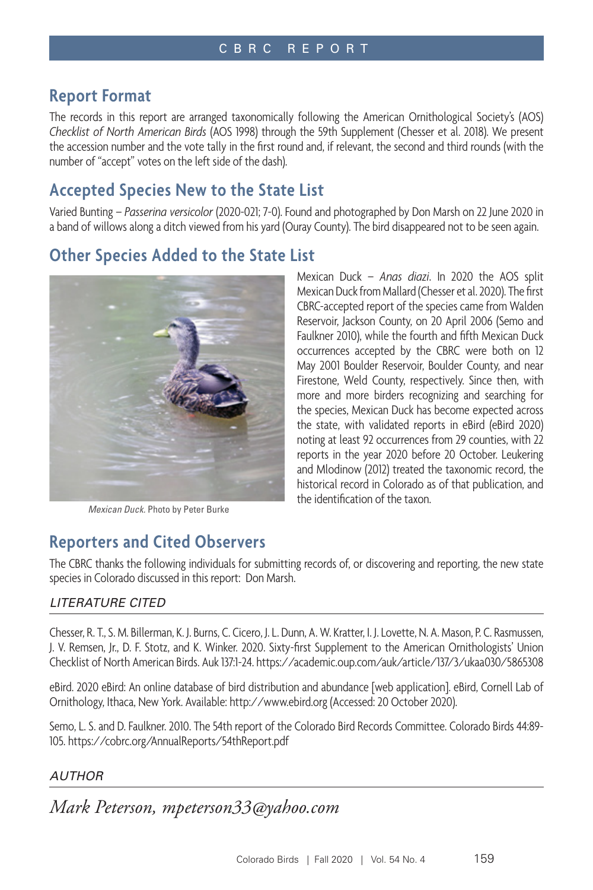## Report Format

The records in this report are arranged taxonomically following the American Ornithological Society's (AOS) *Checklist of North American Birds* (AOS 1998) through the 59th Supplement (Chesser et al. 2018). We present the accession number and the vote tally in the first round and, if relevant, the second and third rounds (with the number of "accept" votes on the left side of the dash).

## Accepted Species New to the State List

Varied Bunting – *Passerina versicolor* (2020-021; 7-0). Found and photographed by Don Marsh on 22 June 2020 in a band of willows along a ditch viewed from his yard (Ouray County). The bird disappeared not to be seen again.

## Other Species Added to the State List

Mexican Duck – *Anas diazi*. In 2020 the AOS split Mexican Duck from Mallard (Chesser et al. 2020). The first CBRC-accepted report of the species came from Walden Reservoir, Jackson County, on 20 April 2006 (Semo and Faulkner 2010), while the fourth and fifth Mexican Duck occurrences accepted by the CBRC were both on 12 May 2001 Boulder Reservoir, Boulder County, and near Firestone, Weld County, respectively. Since then, with more and more birders recognizing and searching for the species, Mexican Duck has become expected across the state, with validated reports in eBird (eBird 2020) noting at least 92 occurrences from 29 counties, with 22 reports in the year 2020 before 20 October. Leukering and Mlodinow (2012) treated the taxonomic record, the historical record in Colorado as of that publication, and the identification of the taxon.

*Mexican Duck.* Photo by Peter Burke

## Reporters and Cited Observers

The CBRC thanks the following individuals for submitting records of, or discovering and reporting, the new state species in Colorado discussed in this report: Don Marsh.

### LITERATURE CITED

Chesser, R. T., S. M. Billerman, K. J. Burns, C. Cicero, J. L. Dunn, A. W. Kratter, I. J. Lovette, N. A. Mason, P. C. Rasmussen, J. V. Remsen, Jr., D. F. Stotz, and K. Winker. 2020. Sixty-first Supplement to the American Ornithologists' Union Checklist of North American Birds. Auk 137:1-24. https://academic.oup.com/auk/article/137/3/ukaa030/5865308

eBird. 2020 eBird: An online database of bird distribution and abundance [web application]. eBird, Cornell Lab of Ornithology, Ithaca, New York. Available: http://www.ebird.org (Accessed: 20 October 2020).

Semo, L. S. and D. Faulkner. 2010. The 54th report of the Colorado Bird Records Committee. Colorado Birds 44:89-105. https://cobrc.org/AnnualReports/54thReport.pdf

### AUTHOR

*Mark Peterson, mpeterson33@yahoo.com*